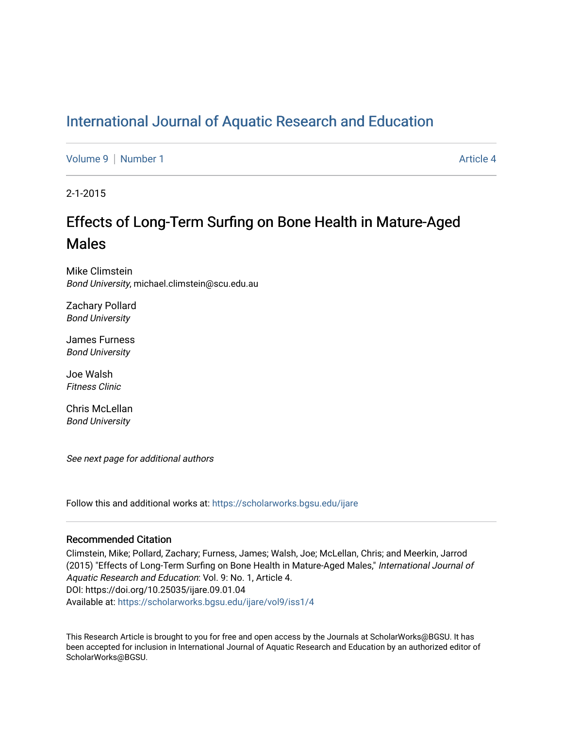[International Journal of Aquatic Research and Education](https://scholarworks.bgsu.edu/ijare)

Volume 9 | Number 1 Article 4

2-1-2015

# Effects of Long-Term Surfing on Bone Health in Mature-Aged Males

Mike Climstein
*Bond University*, michael.climstein@scu.edu.au

Zachary Pollard
*Bond University*

James Furness
*Bond University*

Joe Walsh
*Fitness Clinic*

Chris McLellan
*Bond University*

*See next page for additional authors*

Follow this and additional works at: https://scholarworks.bgsu.edu/ijare

### Recommended Citation

Climstein, Mike; Pollard, Zachary; Furness, James; Walsh, Joe; McLellan, Chris; and Meerkin, Jarrod (2015) "Effects of Long-Term Surfing on Bone Health in Mature-Aged Males," *International Journal of Aquatic Research and Education*: Vol. 9: No. 1, Article 4.
DOI: https://doi.org/10.25035/ijare.09.01.04
Available at: https://scholarworks.bgsu.edu/ijare/vol9/iss1/4

This Research Article is brought to you for free and open access by the Journals at ScholarWorks@BGSU. It has been accepted for inclusion in International Journal of Aquatic Research and Education by an authorized editor of ScholarWorks@BGSU.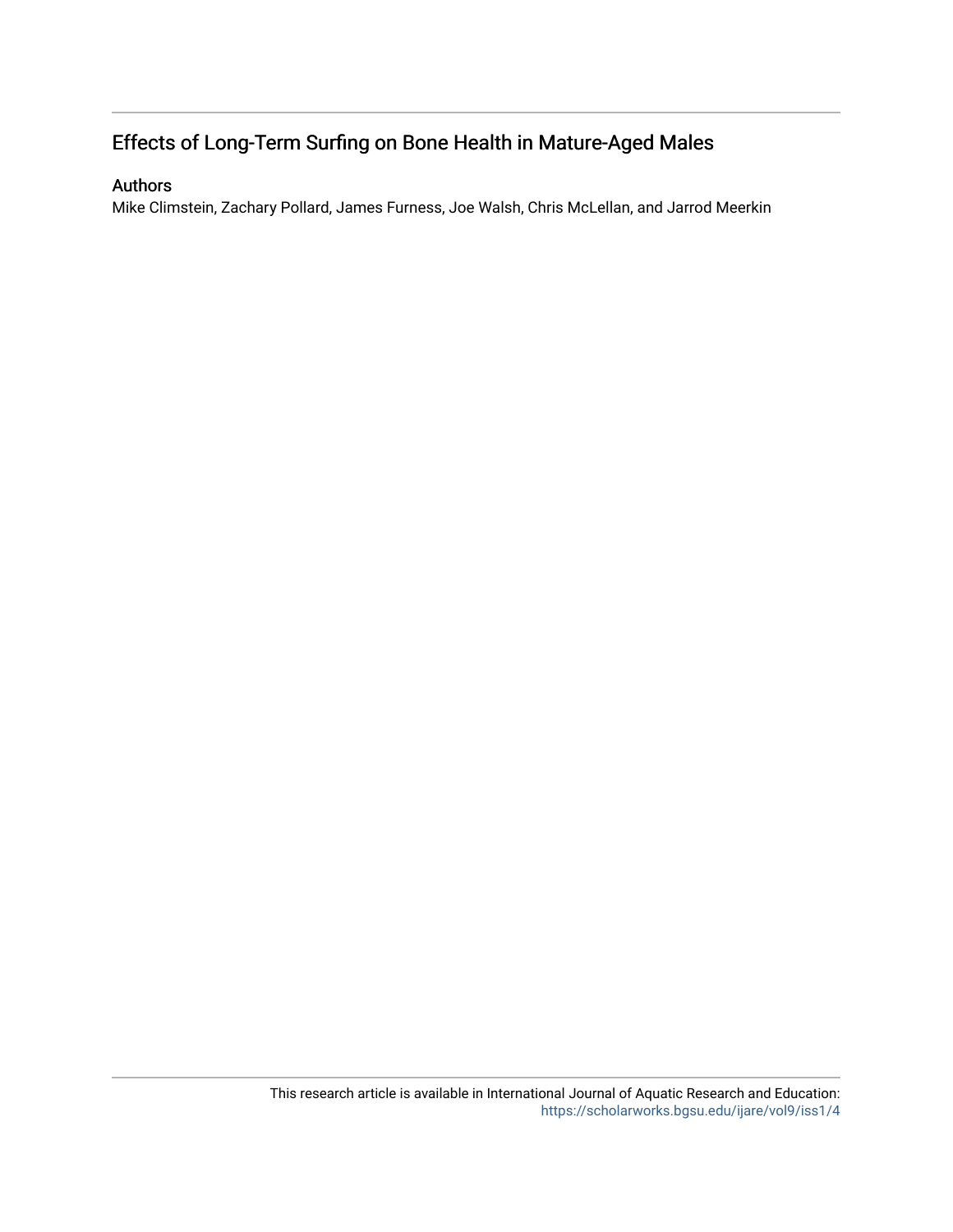# Effects of Long-Term Surfing on Bone Health in Mature-Aged Males

## Authors

Mike Climstein, Zachary Pollard, James Furness, Joe Walsh, Chris McLellan, and Jarrod Meerkin

This research article is available in International Journal of Aquatic Research and Education: https://scholarworks.bgsu.edu/ijare/vol9/iss1/4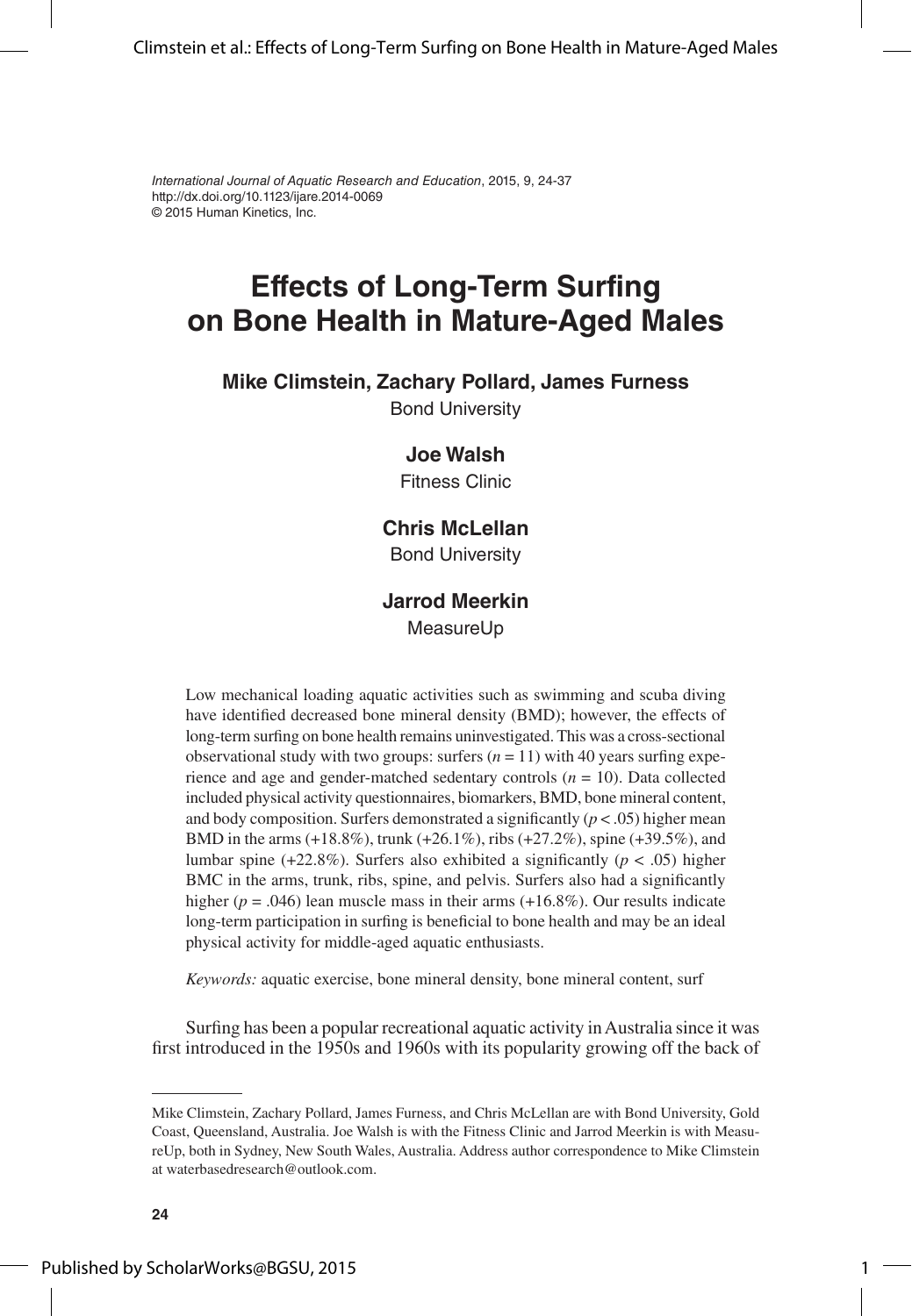*International Journal of Aquatic Research and Education*, 2015, 9, 24-37
http://dx.doi.org/10.1123/ijare.2014-0069
© 2015 Human Kinetics, Inc.

# Effects of Long-Term Surfing on Bone Health in Mature-Aged Males

**Mike Climstein, Zachary Pollard, James Furness**
Bond University

**Joe Walsh**
Fitness Clinic

**Chris McLellan**
Bond University

**Jarrod Meerkin**
MeasureUp

Low mechanical loading aquatic activities such as swimming and scuba diving have identified decreased bone mineral density (BMD); however, the effects of long-term surfing on bone health remains uninvestigated. This was a cross-sectional observational study with two groups: surfers ($n = 11$) with 40 years surfing experience and age and gender-matched sedentary controls ($n = 10$). Data collected included physical activity questionnaires, biomarkers, BMD, bone mineral content, and body composition. Surfers demonstrated a significantly ($p < .05$) higher mean BMD in the arms (+18.8%), trunk (+26.1%), ribs (+27.2%), spine (+39.5%), and lumbar spine (+22.8%). Surfers also exhibited a significantly ($p < .05$) higher BMC in the arms, trunk, ribs, spine, and pelvis. Surfers also had a significantly higher ($p = .046$) lean muscle mass in their arms (+16.8%). Our results indicate long-term participation in surfing is beneficial to bone health and may be an ideal physical activity for middle-aged aquatic enthusiasts.

*Keywords:* aquatic exercise, bone mineral density, bone mineral content, surf

Surfing has been a popular recreational aquatic activity in Australia since it was first introduced in the 1950s and 1960s with its popularity growing off the back of

---

Mike Climstein, Zachary Pollard, James Furness, and Chris McLellan are with Bond University, Gold Coast, Queensland, Australia. Joe Walsh is with the Fitness Clinic and Jarrod Meerkin is with MeasureUp, both in Sydney, New South Wales, Australia. Address author correspondence to Mike Climstein at waterbasedresearch@outlook.com.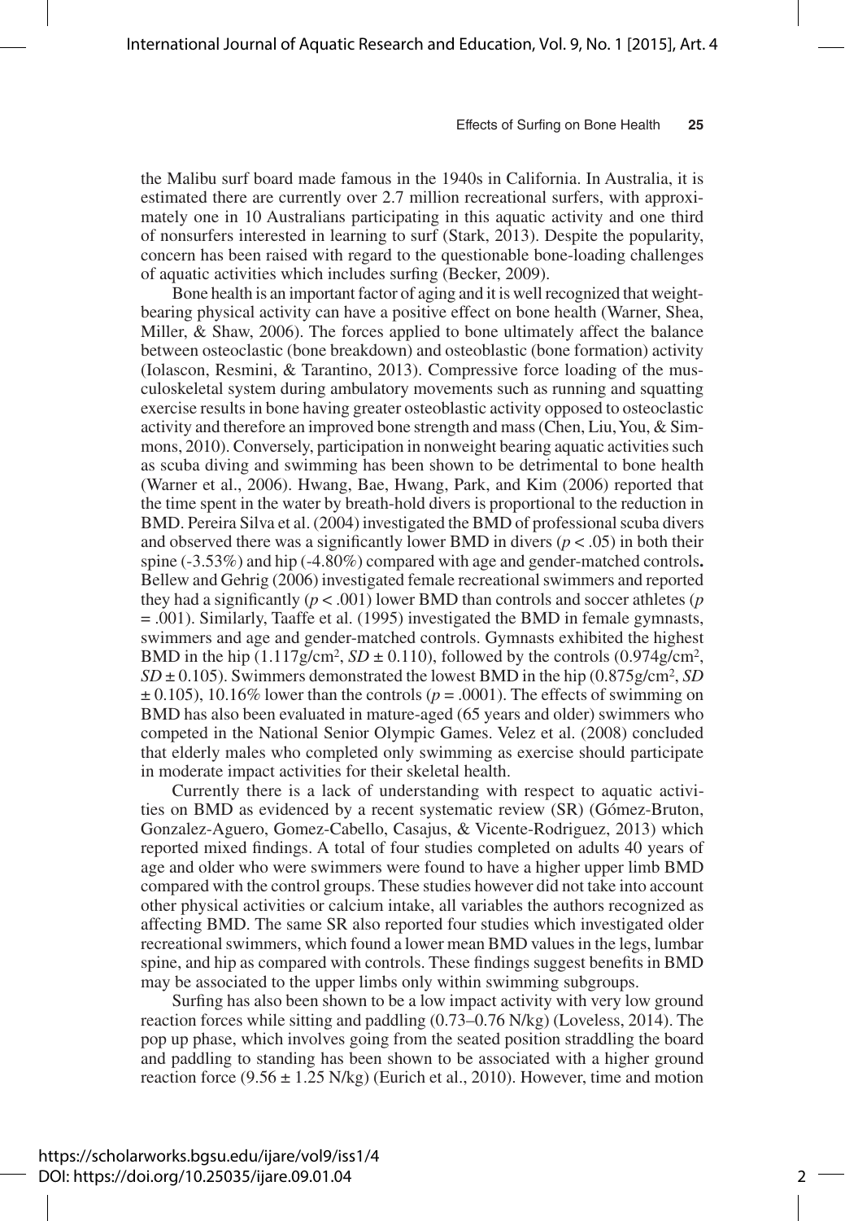the Malibu surf board made famous in the 1940s in California. In Australia, it is estimated there are currently over 2.7 million recreational surfers, with approximately one in 10 Australians participating in this aquatic activity and one third of nonsurfers interested in learning to surf (Stark, 2013). Despite the popularity, concern has been raised with regard to the questionable bone-loading challenges of aquatic activities which includes surfing (Becker, 2009).

Bone health is an important factor of aging and it is well recognized that weight-bearing physical activity can have a positive effect on bone health (Warner, Shea, Miller, & Shaw, 2006). The forces applied to bone ultimately affect the balance between osteoclastic (bone breakdown) and osteoblastic (bone formation) activity (Iolascon, Resmini, & Tarantino, 2013). Compressive force loading of the musculoskeletal system during ambulatory movements such as running and squatting exercise results in bone having greater osteoblastic activity opposed to osteoclastic activity and therefore an improved bone strength and mass (Chen, Liu, You, & Simmons, 2010). Conversely, participation in nonweight bearing aquatic activities such as scuba diving and swimming has been shown to be detrimental to bone health (Warner et al., 2006). Hwang, Bae, Hwang, Park, and Kim (2006) reported that the time spent in the water by breath-hold divers is proportional to the reduction in BMD. Pereira Silva et al. (2004) investigated the BMD of professional scuba divers and observed there was a significantly lower BMD in divers ($p < .05$) in both their spine (-3.53%) and hip (-4.80%) compared with age and gender-matched controls**.** Bellew and Gehrig (2006) investigated female recreational swimmers and reported they had a significantly ($p < .001$) lower BMD than controls and soccer athletes ($p = .001$). Similarly, Taaffe et al. (1995) investigated the BMD in female gymnasts, swimmers and age and gender-matched controls. Gymnasts exhibited the highest BMD in the hip (1.117g/cm$^2$, $SD \pm 0.110$), followed by the controls (0.974g/cm$^2$, $SD \pm 0.105$). Swimmers demonstrated the lowest BMD in the hip (0.875g/cm$^2$, $SD \pm 0.105$), 10.16% lower than the controls ($p = .0001$). The effects of swimming on BMD has also been evaluated in mature-aged (65 years and older) swimmers who competed in the National Senior Olympic Games. Velez et al. (2008) concluded that elderly males who completed only swimming as exercise should participate in moderate impact activities for their skeletal health.

Currently there is a lack of understanding with respect to aquatic activities on BMD as evidenced by a recent systematic review (SR) (Gómez-Bruton, Gonzalez-Aguero, Gomez-Cabello, Casajus, & Vicente-Rodriguez, 2013) which reported mixed findings. A total of four studies completed on adults 40 years of age and older who were swimmers were found to have a higher upper limb BMD compared with the control groups. These studies however did not take into account other physical activities or calcium intake, all variables the authors recognized as affecting BMD. The same SR also reported four studies which investigated older recreational swimmers, which found a lower mean BMD values in the legs, lumbar spine, and hip as compared with controls. These findings suggest benefits in BMD may be associated to the upper limbs only within swimming subgroups.

Surfing has also been shown to be a low impact activity with very low ground reaction forces while sitting and paddling (0.73–0.76 N/kg) (Loveless, 2014). The pop up phase, which involves going from the seated position straddling the board and paddling to standing has been shown to be associated with a higher ground reaction force ($9.56 \pm 1.25$ N/kg) (Eurich et al., 2010). However, time and motion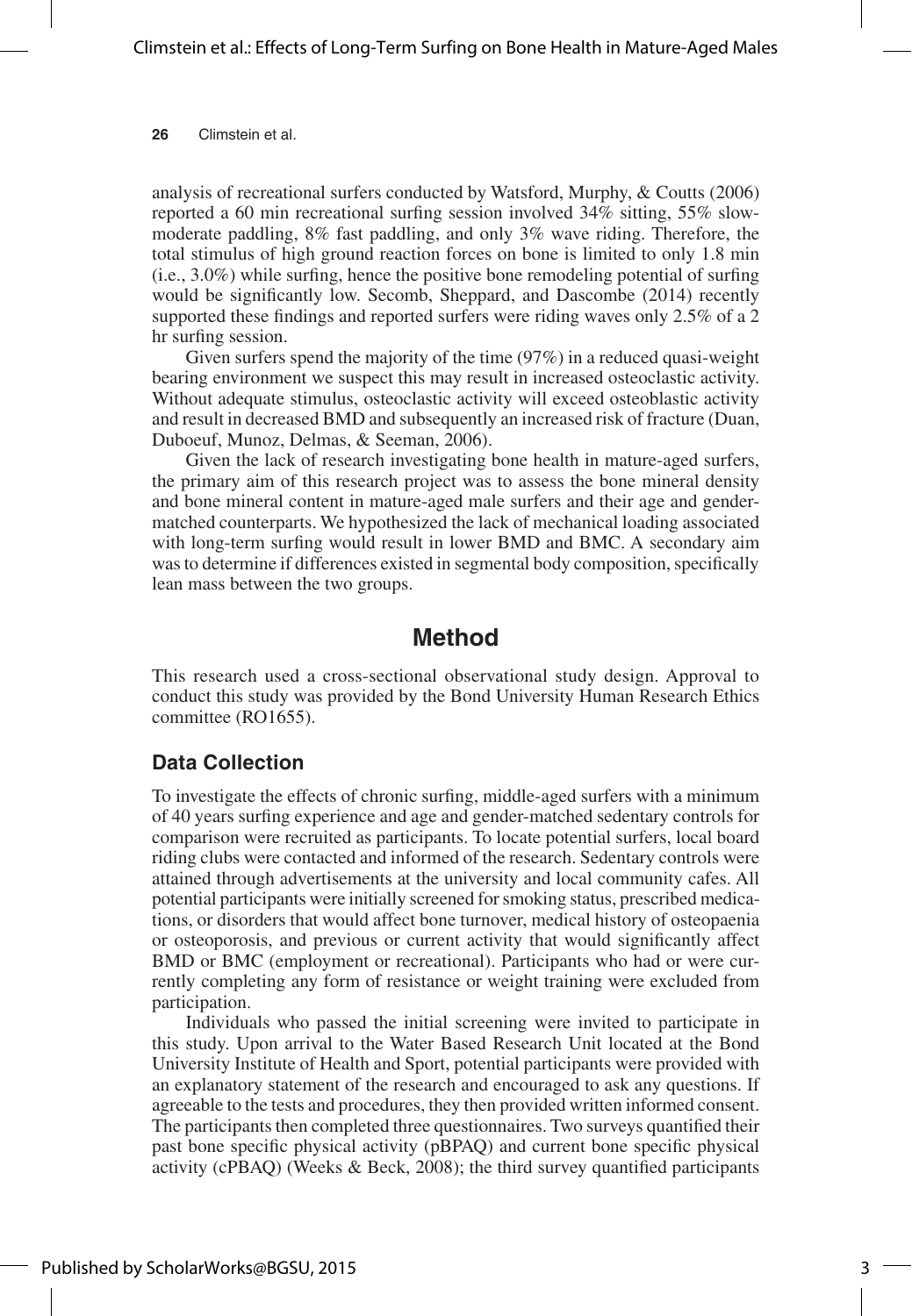analysis of recreational surfers conducted by Watsford, Murphy, & Coutts (2006) reported a 60 min recreational surfing session involved 34% sitting, 55% slow-moderate paddling, 8% fast paddling, and only 3% wave riding. Therefore, the total stimulus of high ground reaction forces on bone is limited to only 1.8 min (i.e., 3.0%) while surfing, hence the positive bone remodeling potential of surfing would be significantly low. Secomb, Sheppard, and Dascombe (2014) recently supported these findings and reported surfers were riding waves only 2.5% of a 2 hr surfing session.

Given surfers spend the majority of the time (97%) in a reduced quasi-weight bearing environment we suspect this may result in increased osteoclastic activity. Without adequate stimulus, osteoclastic activity will exceed osteoblastic activity and result in decreased BMD and subsequently an increased risk of fracture (Duan, Duboeuf, Munoz, Delmas, & Seeman, 2006).

Given the lack of research investigating bone health in mature-aged surfers, the primary aim of this research project was to assess the bone mineral density and bone mineral content in mature-aged male surfers and their age and gender-matched counterparts. We hypothesized the lack of mechanical loading associated with long-term surfing would result in lower BMD and BMC. A secondary aim was to determine if differences existed in segmental body composition, specifically lean mass between the two groups.

## Method

This research used a cross-sectional observational study design. Approval to conduct this study was provided by the Bond University Human Research Ethics committee (RO1655).

### Data Collection

To investigate the effects of chronic surfing, middle-aged surfers with a minimum of 40 years surfing experience and age and gender-matched sedentary controls for comparison were recruited as participants. To locate potential surfers, local board riding clubs were contacted and informed of the research. Sedentary controls were attained through advertisements at the university and local community cafes. All potential participants were initially screened for smoking status, prescribed medications, or disorders that would affect bone turnover, medical history of osteopaenia or osteoporosis, and previous or current activity that would significantly affect BMD or BMC (employment or recreational). Participants who had or were currently completing any form of resistance or weight training were excluded from participation.

Individuals who passed the initial screening were invited to participate in this study. Upon arrival to the Water Based Research Unit located at the Bond University Institute of Health and Sport, potential participants were provided with an explanatory statement of the research and encouraged to ask any questions. If agreeable to the tests and procedures, they then provided written informed consent. The participants then completed three questionnaires. Two surveys quantified their past bone specific physical activity (pBPAQ) and current bone specific physical activity (cPBAQ) (Weeks & Beck, 2008); the third survey quantified participants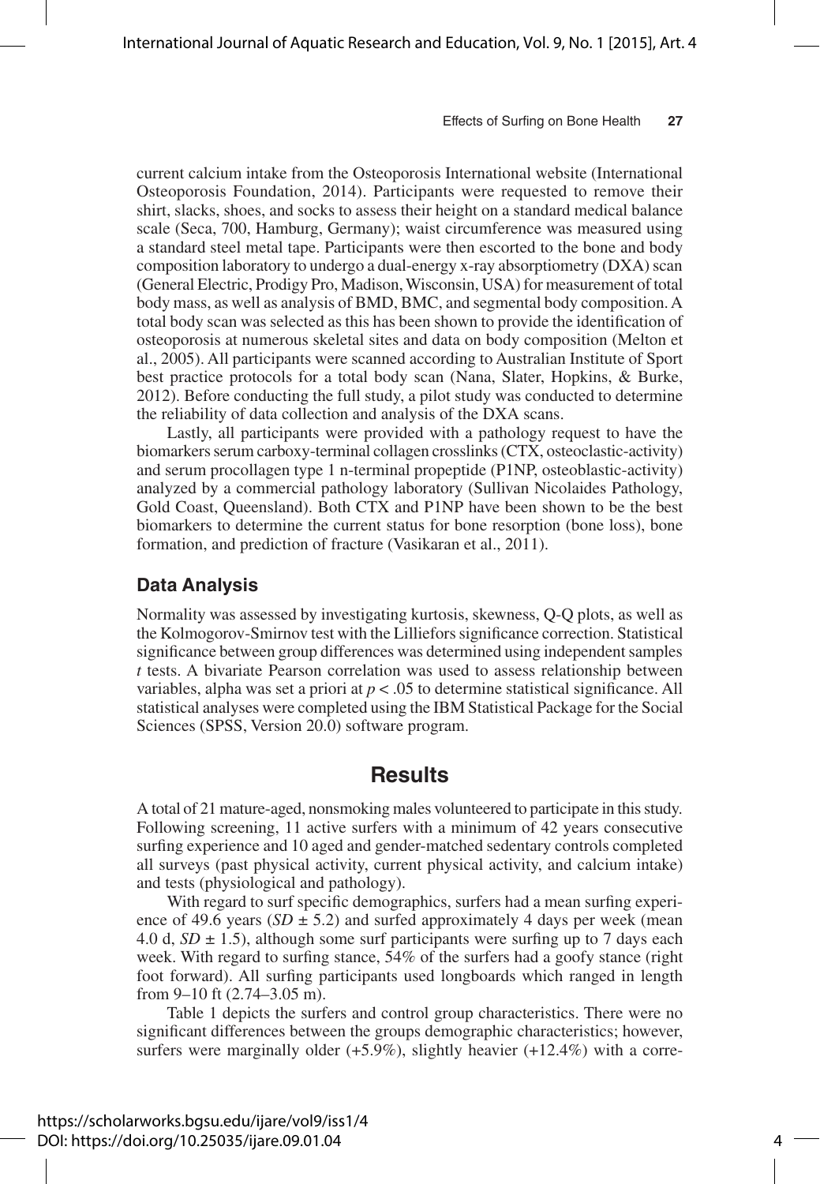current calcium intake from the Osteoporosis International website (International Osteoporosis Foundation, 2014). Participants were requested to remove their shirt, slacks, shoes, and socks to assess their height on a standard medical balance scale (Seca, 700, Hamburg, Germany); waist circumference was measured using a standard steel metal tape. Participants were then escorted to the bone and body composition laboratory to undergo a dual-energy x-ray absorptiometry (DXA) scan (General Electric, Prodigy Pro, Madison, Wisconsin, USA) for measurement of total body mass, as well as analysis of BMD, BMC, and segmental body composition. A total body scan was selected as this has been shown to provide the identification of osteoporosis at numerous skeletal sites and data on body composition (Melton et al., 2005). All participants were scanned according to Australian Institute of Sport best practice protocols for a total body scan (Nana, Slater, Hopkins, & Burke, 2012). Before conducting the full study, a pilot study was conducted to determine the reliability of data collection and analysis of the DXA scans.

Lastly, all participants were provided with a pathology request to have the biomarkers serum carboxy-terminal collagen crosslinks (CTX, osteoclastic-activity) and serum procollagen type 1 n-terminal propeptide (P1NP, osteoblastic-activity) analyzed by a commercial pathology laboratory (Sullivan Nicolaides Pathology, Gold Coast, Queensland). Both CTX and P1NP have been shown to be the best biomarkers to determine the current status for bone resorption (bone loss), bone formation, and prediction of fracture (Vasikaran et al., 2011).

## Data Analysis

Normality was assessed by investigating kurtosis, skewness, Q-Q plots, as well as the Kolmogorov-Smirnov test with the Lilliefors significance correction. Statistical significance between group differences was determined using independent samples *t* tests. A bivariate Pearson correlation was used to assess relationship between variables, alpha was set a priori at $p < .05$ to determine statistical significance. All statistical analyses were completed using the IBM Statistical Package for the Social Sciences (SPSS, Version 20.0) software program.

# Results

A total of 21 mature-aged, nonsmoking males volunteered to participate in this study. Following screening, 11 active surfers with a minimum of 42 years consecutive surfing experience and 10 aged and gender-matched sedentary controls completed all surveys (past physical activity, current physical activity, and calcium intake) and tests (physiological and pathology).

With regard to surf specific demographics, surfers had a mean surfing experience of 49.6 years ($SD \pm 5.2$) and surfed approximately 4 days per week (mean 4.0 d, $SD \pm 1.5$), although some surf participants were surfing up to 7 days each week. With regard to surfing stance, 54% of the surfers had a goofy stance (right foot forward). All surfing participants used longboards which ranged in length from 9–10 ft (2.74–3.05 m).

Table 1 depicts the surfers and control group characteristics. There were no significant differences between the groups demographic characteristics; however, surfers were marginally older (+5.9%), slightly heavier (+12.4%) with a corre-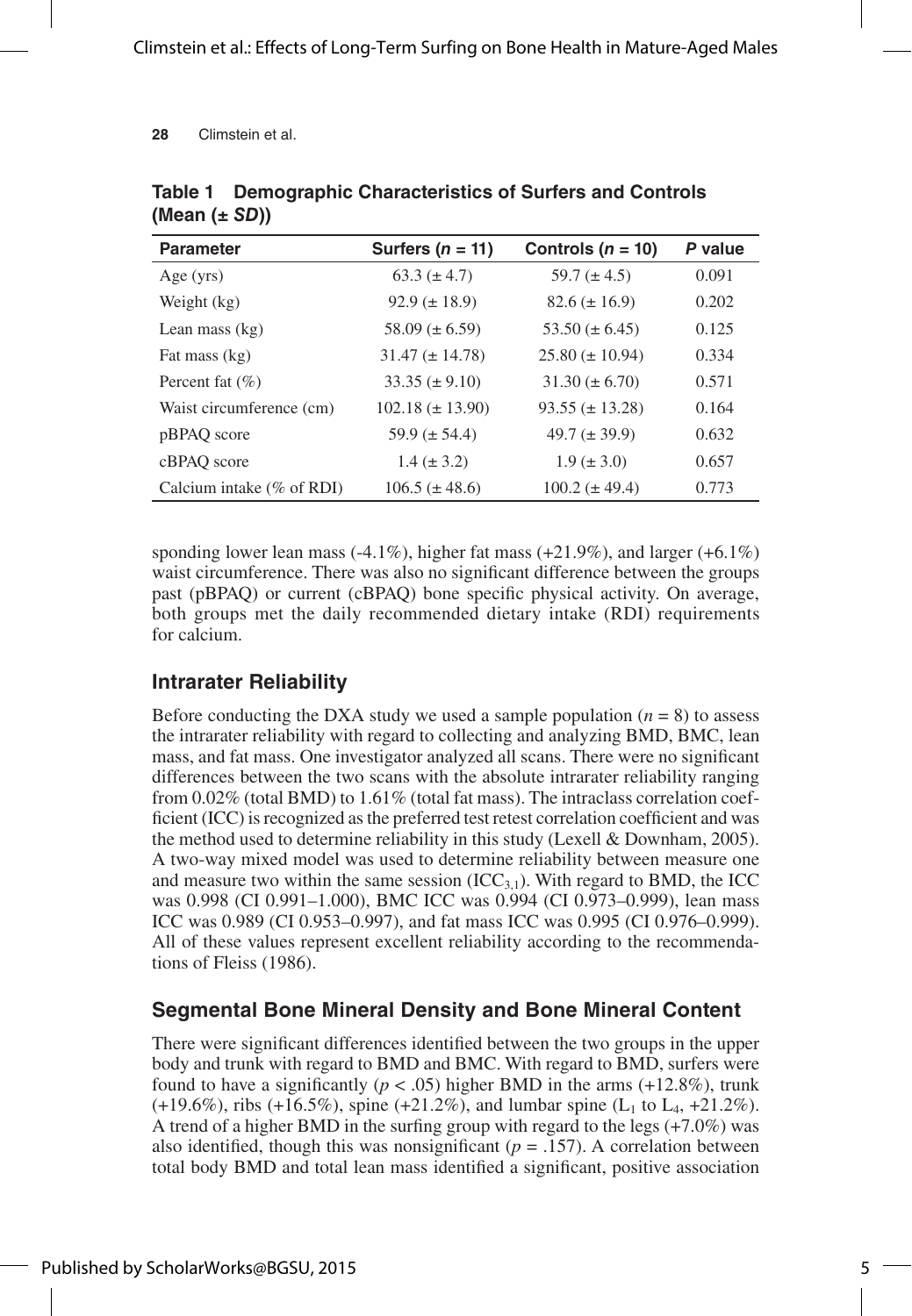**Table 1 Demographic Characteristics of Surfers and Controls (Mean (± *SD*))**

| Parameter | Surfers (*n* = 11) | Controls (*n* = 10) | *P* value |
|---|---|---|---|
| Age (yrs) | 63.3 (± 4.7) | 59.7 (± 4.5) | 0.091 |
| Weight (kg) | 92.9 (± 18.9) | 82.6 (± 16.9) | 0.202 |
| Lean mass (kg) | 58.09 (± 6.59) | 53.50 (± 6.45) | 0.125 |
| Fat mass (kg) | 31.47 (± 14.78) | 25.80 (± 10.94) | 0.334 |
| Percent fat (%) | 33.35 (± 9.10) | 31.30 (± 6.70) | 0.571 |
| Waist circumference (cm) | 102.18 (± 13.90) | 93.55 (± 13.28) | 0.164 |
| pBPAQ score | 59.9 (± 54.4) | 49.7 (± 39.9) | 0.632 |
| cBPAQ score | 1.4 (± 3.2) | 1.9 (± 3.0) | 0.657 |
| Calcium intake (% of RDI) | 106.5 (± 48.6) | 100.2 (± 49.4) | 0.773 |

sponding lower lean mass (-4.1%), higher fat mass (+21.9%), and larger (+6.1%) waist circumference. There was also no significant difference between the groups past (pBPAQ) or current (cBPAQ) bone specific physical activity. On average, both groups met the daily recommended dietary intake (RDI) requirements for calcium.

## Intrarater Reliability

Before conducting the DXA study we used a sample population ($n = 8$) to assess the intrarater reliability with regard to collecting and analyzing BMD, BMC, lean mass, and fat mass. One investigator analyzed all scans. There were no significant differences between the two scans with the absolute intrarater reliability ranging from 0.02% (total BMD) to 1.61% (total fat mass). The intraclass correlation coefficient (ICC) is recognized as the preferred test retest correlation coefficient and was the method used to determine reliability in this study (Lexell & Downham, 2005). A two-way mixed model was used to determine reliability between measure one and measure two within the same session ($ICC_{3,1}$). With regard to BMD, the ICC was 0.998 (CI 0.991–1.000), BMC ICC was 0.994 (CI 0.973–0.999), lean mass ICC was 0.989 (CI 0.953–0.997), and fat mass ICC was 0.995 (CI 0.976–0.999). All of these values represent excellent reliability according to the recommendations of Fleiss (1986).

## Segmental Bone Mineral Density and Bone Mineral Content

There were significant differences identified between the two groups in the upper body and trunk with regard to BMD and BMC. With regard to BMD, surfers were found to have a significantly ($p < .05$) higher BMD in the arms (+12.8%), trunk (+19.6%), ribs (+16.5%), spine (+21.2%), and lumbar spine ($L_1$ to $L_4$, +21.2%). A trend of a higher BMD in the surfing group with regard to the legs (+7.0%) was also identified, though this was nonsignificant ($p = .157$). A correlation between total body BMD and total lean mass identified a significant, positive association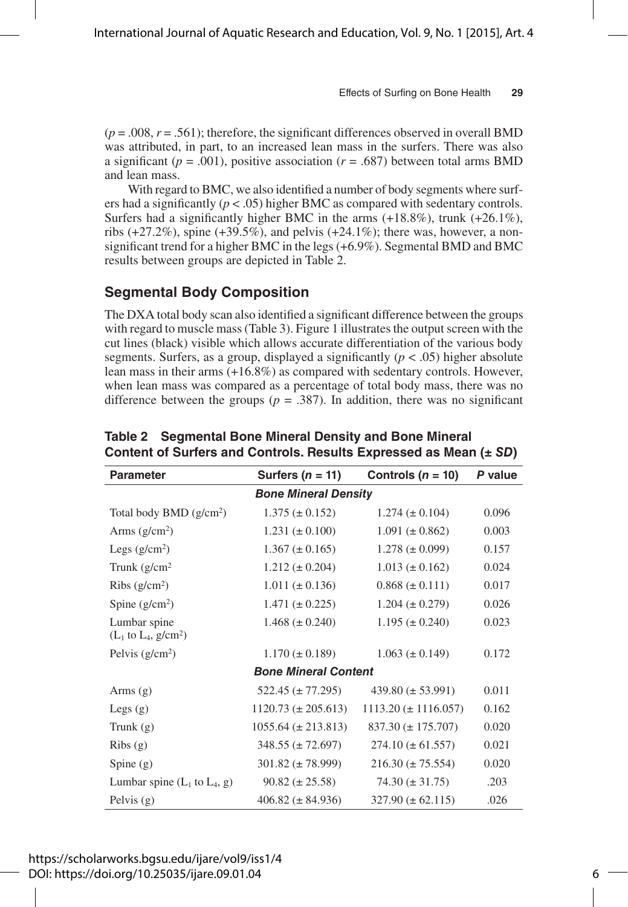($p = .008$, $r = .561$); therefore, the significant differences observed in overall BMD was attributed, in part, to an increased lean mass in the surfers. There was also a significant ($p = .001$), positive association ($r = .687$) between total arms BMD and lean mass.

With regard to BMC, we also identified a number of body segments where surfers had a significantly ($p < .05$) higher BMC as compared with sedentary controls. Surfers had a significantly higher BMC in the arms (+18.8%), trunk (+26.1%), ribs (+27.2%), spine (+39.5%), and pelvis (+24.1%); there was, however, a nonsignificant trend for a higher BMC in the legs (+6.9%). Segmental BMD and BMC results between groups are depicted in Table 2.

## Segmental Body Composition

The DXA total body scan also identified a significant difference between the groups with regard to muscle mass (Table 3). Figure 1 illustrates the output screen with the cut lines (black) visible which allows accurate differentiation of the various body segments. Surfers, as a group, displayed a significantly ($p < .05$) higher absolute lean mass in their arms (+16.8%) as compared with sedentary controls. However, when lean mass was compared as a percentage of total body mass, there was no difference between the groups ($p = .387$). In addition, there was no significant

**Table 2 Segmental Bone Mineral Density and Bone Mineral Content of Surfers and Controls. Results Expressed as Mean (± *SD*)**

| Parameter | Surfers ($n = 11$) | Controls ($n = 10$) | *P* value |
|---|---|---|---|
| ***Bone Mineral Density*** | | | |
| Total body BMD (g/cm$^2$) | 1.375 (± 0.152) | 1.274 (± 0.104) | 0.096 |
| Arms (g/cm$^2$) | 1.231 (± 0.100) | 1.091 (± 0.862) | 0.003 |
| Legs (g/cm$^2$) | 1.367 (± 0.165) | 1.278 (± 0.099) | 0.157 |
| Trunk (g/cm$^2$ | 1.212 (± 0.204) | 1.013 (± 0.162) | 0.024 |
| Ribs (g/cm$^2$) | 1.011 (± 0.136) | 0.868 (± 0.111) | 0.017 |
| Spine (g/cm$^2$) | 1.471 (± 0.225) | 1.204 (± 0.279) | 0.026 |
| Lumbar spine ($L_1$ to $L_4$, g/cm$^2$) | 1.468 (± 0.240) | 1.195 (± 0.240) | 0.023 |
| Pelvis (g/cm$^2$) | 1.170 (± 0.189) | 1.063 (± 0.149) | 0.172 |
| ***Bone Mineral Content*** | | | |
| Arms (g) | 522.45 (± 77.295) | 439.80 (± 53.991) | 0.011 |
| Legs (g) | 1120.73 (± 205.613) | 1113.20 (± 1116.057) | 0.162 |
| Trunk (g) | 1055.64 (± 213.813) | 837.30 (± 175.707) | 0.020 |
| Ribs (g) | 348.55 (± 72.697) | 274.10 (± 61.557) | 0.021 |
| Spine (g) | 301.82 (± 78.999) | 216.30 (± 75.554) | 0.020 |
| Lumbar spine ($L_1$ to $L_4$, g) | 90.82 (± 25.58) | 74.30 (± 31.75) | .203 |
| Pelvis (g) | 406.82 (± 84.936) | 327.90 (± 62.115) | .026 |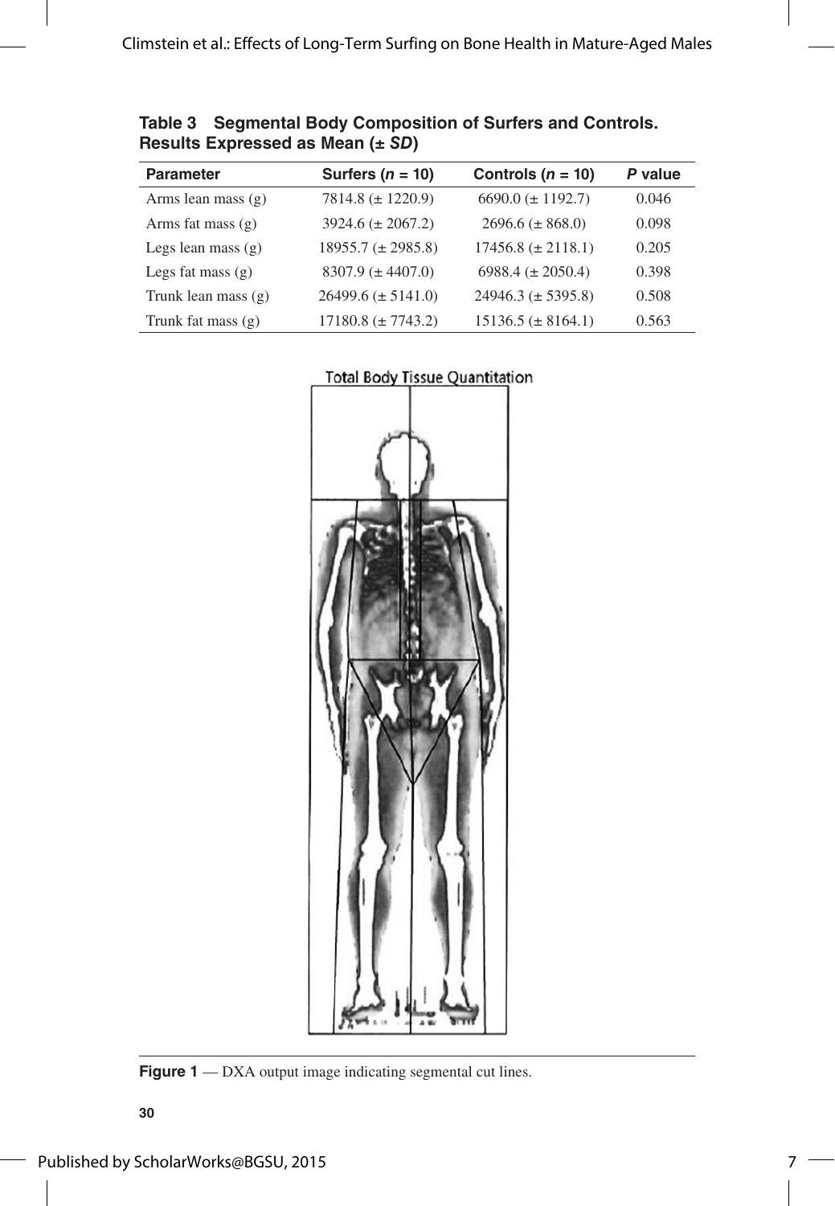**Table 3 Segmental Body Composition of Surfers and Controls. Results Expressed as Mean (± *SD*)**

| Parameter | Surfers (*n* = 10) | Controls (*n* = 10) | *P* value |
|---|---|---|---|
| Arms lean mass (g) | 7814.8 (± 1220.9) | 6690.0 (± 1192.7) | 0.046 |
| Arms fat mass (g) | 3924.6 (± 2067.2) | 2696.6 (± 868.0) | 0.098 |
| Legs lean mass (g) | 18955.7 (± 2985.8) | 17456.8 (± 2118.1) | 0.205 |
| Legs fat mass (g) | 8307.9 (± 4407.0) | 6988.4 (± 2050.4) | 0.398 |
| Trunk lean mass (g) | 26499.6 (± 5141.0) | 24946.3 (± 5395.8) | 0.508 |
| Trunk fat mass (g) | 17180.8 (± 7743.2) | 15136.5 (± 8164.1) | 0.563 |

**Figure 1** — DXA output image indicating segmental cut lines.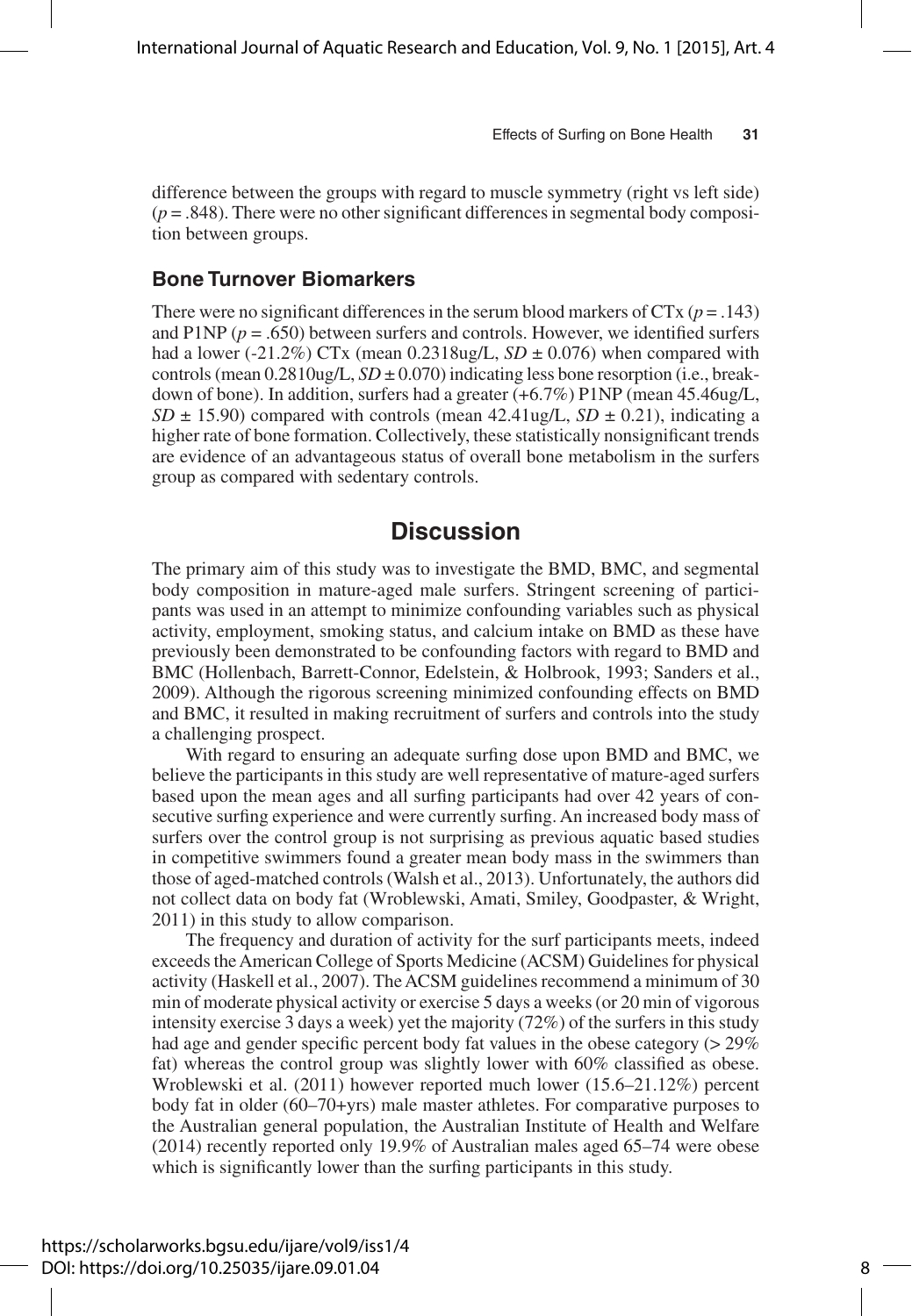difference between the groups with regard to muscle symmetry (right vs left side) ($p = .848$). There were no other significant differences in segmental body composition between groups.

### Bone Turnover Biomarkers

There were no significant differences in the serum blood markers of CTx ($p = .143$) and P1NP ($p = .650$) between surfers and controls. However, we identified surfers had a lower (-21.2%) CTx (mean 0.2318ug/L, $SD \pm 0.076$) when compared with controls (mean 0.2810ug/L, $SD \pm 0.070$) indicating less bone resorption (i.e., breakdown of bone). In addition, surfers had a greater (+6.7%) P1NP (mean 45.46ug/L, $SD \pm 15.90$) compared with controls (mean 42.41ug/L, $SD \pm 0.21$), indicating a higher rate of bone formation. Collectively, these statistically nonsignificant trends are evidence of an advantageous status of overall bone metabolism in the surfers group as compared with sedentary controls.

## Discussion

The primary aim of this study was to investigate the BMD, BMC, and segmental body composition in mature-aged male surfers. Stringent screening of participants was used in an attempt to minimize confounding variables such as physical activity, employment, smoking status, and calcium intake on BMD as these have previously been demonstrated to be confounding factors with regard to BMD and BMC (Hollenbach, Barrett-Connor, Edelstein, & Holbrook, 1993; Sanders et al., 2009). Although the rigorous screening minimized confounding effects on BMD and BMC, it resulted in making recruitment of surfers and controls into the study a challenging prospect.

With regard to ensuring an adequate surfing dose upon BMD and BMC, we believe the participants in this study are well representative of mature-aged surfers based upon the mean ages and all surfing participants had over 42 years of consecutive surfing experience and were currently surfing. An increased body mass of surfers over the control group is not surprising as previous aquatic based studies in competitive swimmers found a greater mean body mass in the swimmers than those of aged-matched controls (Walsh et al., 2013). Unfortunately, the authors did not collect data on body fat (Wroblewski, Amati, Smiley, Goodpaster, & Wright, 2011) in this study to allow comparison.

The frequency and duration of activity for the surf participants meets, indeed exceeds the American College of Sports Medicine (ACSM) Guidelines for physical activity (Haskell et al., 2007). The ACSM guidelines recommend a minimum of 30 min of moderate physical activity or exercise 5 days a weeks (or 20 min of vigorous intensity exercise 3 days a week) yet the majority (72%) of the surfers in this study had age and gender specific percent body fat values in the obese category (> 29% fat) whereas the control group was slightly lower with 60% classified as obese. Wroblewski et al. (2011) however reported much lower (15.6–21.12%) percent body fat in older (60–70+yrs) male master athletes. For comparative purposes to the Australian general population, the Australian Institute of Health and Welfare (2014) recently reported only 19.9% of Australian males aged 65–74 were obese which is significantly lower than the surfing participants in this study.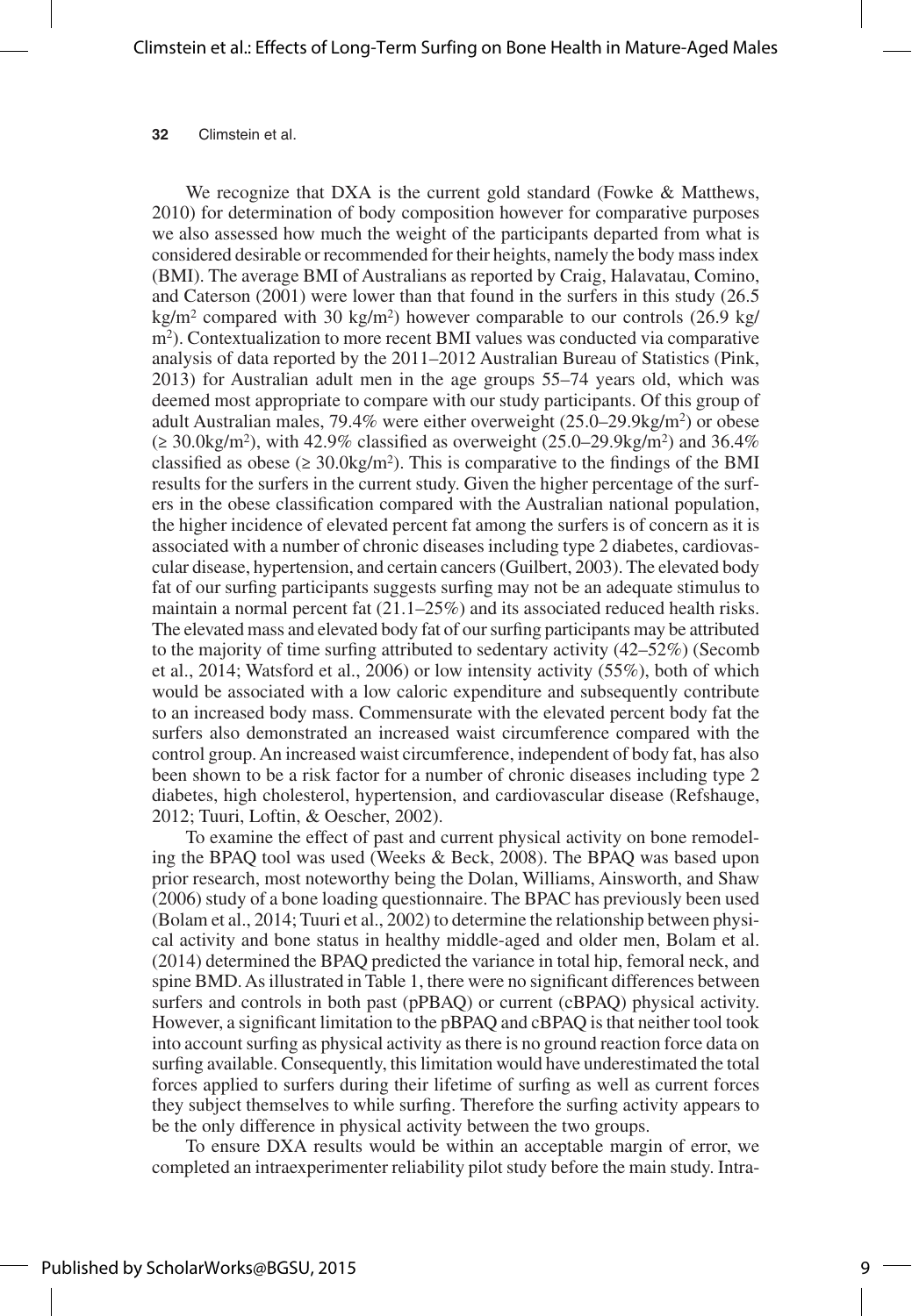We recognize that DXA is the current gold standard (Fowke & Matthews, 2010) for determination of body composition however for comparative purposes we also assessed how much the weight of the participants departed from what is considered desirable or recommended for their heights, namely the body mass index (BMI). The average BMI of Australians as reported by Craig, Halavatau, Comino, and Caterson (2001) were lower than that found in the surfers in this study (26.5 kg/m$^2$ compared with 30 kg/m$^2$) however comparable to our controls (26.9 kg/m$^2$). Contextualization to more recent BMI values was conducted via comparative analysis of data reported by the 2011–2012 Australian Bureau of Statistics (Pink, 2013) for Australian adult men in the age groups 55–74 years old, which was deemed most appropriate to compare with our study participants. Of this group of adult Australian males, 79.4% were either overweight (25.0–29.9kg/m$^2$) or obese ($\geq$ 30.0kg/m$^2$), with 42.9% classified as overweight (25.0–29.9kg/m$^2$) and 36.4% classified as obese ($\geq$ 30.0kg/m$^2$). This is comparative to the findings of the BMI results for the surfers in the current study. Given the higher percentage of the surfers in the obese classification compared with the Australian national population, the higher incidence of elevated percent fat among the surfers is of concern as it is associated with a number of chronic diseases including type 2 diabetes, cardiovascular disease, hypertension, and certain cancers (Guilbert, 2003). The elevated body fat of our surfing participants suggests surfing may not be an adequate stimulus to maintain a normal percent fat (21.1–25%) and its associated reduced health risks. The elevated mass and elevated body fat of our surfing participants may be attributed to the majority of time surfing attributed to sedentary activity (42–52%) (Secomb et al., 2014; Watsford et al., 2006) or low intensity activity (55%), both of which would be associated with a low caloric expenditure and subsequently contribute to an increased body mass. Commensurate with the elevated percent body fat the surfers also demonstrated an increased waist circumference compared with the control group. An increased waist circumference, independent of body fat, has also been shown to be a risk factor for a number of chronic diseases including type 2 diabetes, high cholesterol, hypertension, and cardiovascular disease (Refshauge, 2012; Tuuri, Loftin, & Oescher, 2002).

To examine the effect of past and current physical activity on bone remodeling the BPAQ tool was used (Weeks & Beck, 2008). The BPAQ was based upon prior research, most noteworthy being the Dolan, Williams, Ainsworth, and Shaw (2006) study of a bone loading questionnaire. The BPAC has previously been used (Bolam et al., 2014; Tuuri et al., 2002) to determine the relationship between physical activity and bone status in healthy middle-aged and older men, Bolam et al. (2014) determined the BPAQ predicted the variance in total hip, femoral neck, and spine BMD. As illustrated in Table 1, there were no significant differences between surfers and controls in both past (pPBAQ) or current (cBPAQ) physical activity. However, a significant limitation to the pBPAQ and cBPAQ is that neither tool took into account surfing as physical activity as there is no ground reaction force data on surfing available. Consequently, this limitation would have underestimated the total forces applied to surfers during their lifetime of surfing as well as current forces they subject themselves to while surfing. Therefore the surfing activity appears to be the only difference in physical activity between the two groups.

To ensure DXA results would be within an acceptable margin of error, we completed an intraexperimenter reliability pilot study before the main study. Intra-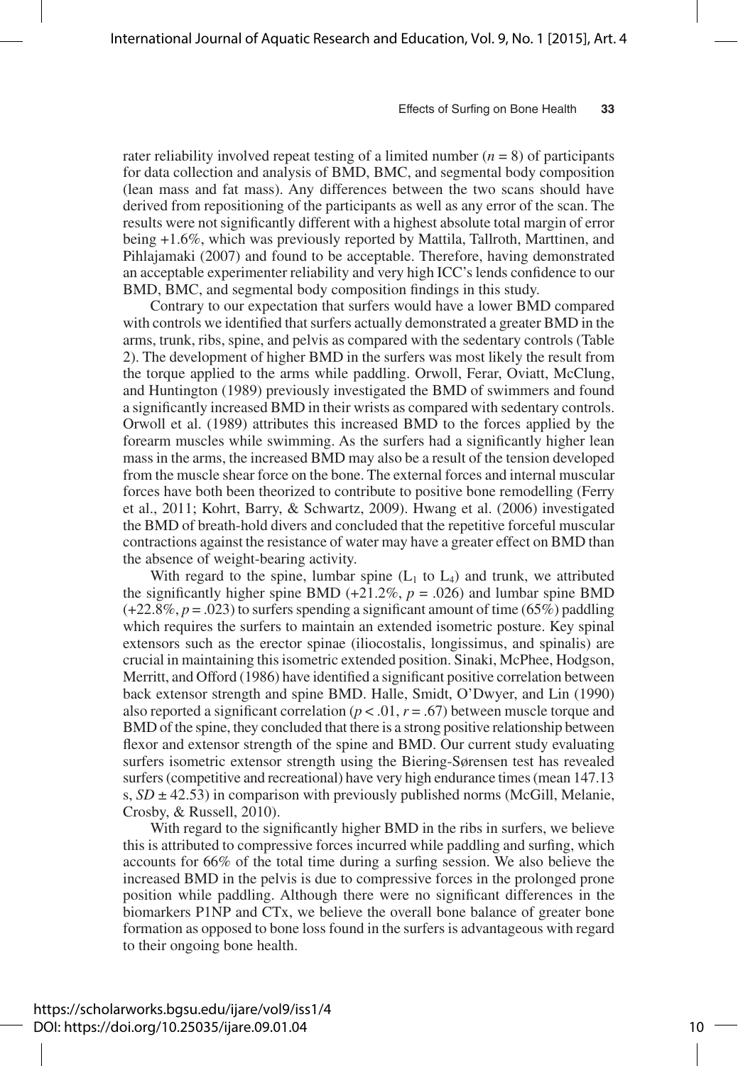rater reliability involved repeat testing of a limited number ($n = 8$) of participants for data collection and analysis of BMD, BMC, and segmental body composition (lean mass and fat mass). Any differences between the two scans should have derived from repositioning of the participants as well as any error of the scan. The results were not significantly different with a highest absolute total margin of error being +1.6%, which was previously reported by Mattila, Tallroth, Marttinen, and Pihlajamaki (2007) and found to be acceptable. Therefore, having demonstrated an acceptable experimenter reliability and very high ICC's lends confidence to our BMD, BMC, and segmental body composition findings in this study.

Contrary to our expectation that surfers would have a lower BMD compared with controls we identified that surfers actually demonstrated a greater BMD in the arms, trunk, ribs, spine, and pelvis as compared with the sedentary controls (Table 2). The development of higher BMD in the surfers was most likely the result from the torque applied to the arms while paddling. Orwoll, Ferar, Oviatt, McClung, and Huntington (1989) previously investigated the BMD of swimmers and found a significantly increased BMD in their wrists as compared with sedentary controls. Orwoll et al. (1989) attributes this increased BMD to the forces applied by the forearm muscles while swimming. As the surfers had a significantly higher lean mass in the arms, the increased BMD may also be a result of the tension developed from the muscle shear force on the bone. The external forces and internal muscular forces have both been theorized to contribute to positive bone remodelling (Ferry et al., 2011; Kohrt, Barry, & Schwartz, 2009). Hwang et al. (2006) investigated the BMD of breath-hold divers and concluded that the repetitive forceful muscular contractions against the resistance of water may have a greater effect on BMD than the absence of weight-bearing activity.

With regard to the spine, lumbar spine ($L_1$ to $L_4$) and trunk, we attributed the significantly higher spine BMD (+21.2%, $p = .026$) and lumbar spine BMD (+22.8%, $p = .023$) to surfers spending a significant amount of time (65%) paddling which requires the surfers to maintain an extended isometric posture. Key spinal extensors such as the erector spinae (iliocostalis, longissimus, and spinalis) are crucial in maintaining this isometric extended position. Sinaki, McPhee, Hodgson, Merritt, and Offord (1986) have identified a significant positive correlation between back extensor strength and spine BMD. Halle, Smidt, O'Dwyer, and Lin (1990) also reported a significant correlation ($p < .01$, $r = .67$) between muscle torque and BMD of the spine, they concluded that there is a strong positive relationship between flexor and extensor strength of the spine and BMD. Our current study evaluating surfers isometric extensor strength using the Biering-Sørensen test has revealed surfers (competitive and recreational) have very high endurance times (mean 147.13 s, $SD \pm 42.53$) in comparison with previously published norms (McGill, Melanie, Crosby, & Russell, 2010).

With regard to the significantly higher BMD in the ribs in surfers, we believe this is attributed to compressive forces incurred while paddling and surfing, which accounts for 66% of the total time during a surfing session. We also believe the increased BMD in the pelvis is due to compressive forces in the prolonged prone position while paddling. Although there were no significant differences in the biomarkers P1NP and CTx, we believe the overall bone balance of greater bone formation as opposed to bone loss found in the surfers is advantageous with regard to their ongoing bone health.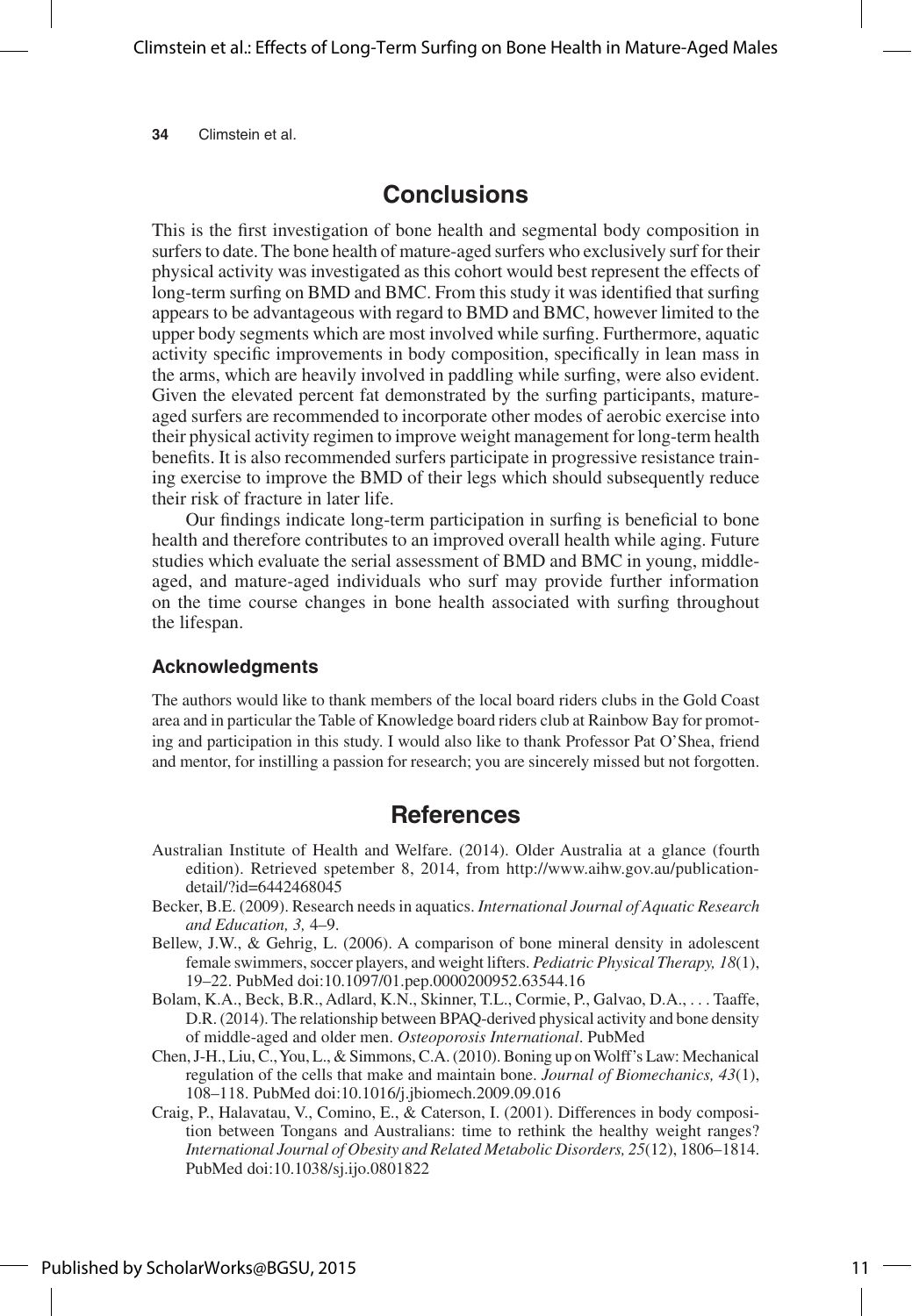## Conclusions

This is the first investigation of bone health and segmental body composition in surfers to date. The bone health of mature-aged surfers who exclusively surf for their physical activity was investigated as this cohort would best represent the effects of long-term surfing on BMD and BMC. From this study it was identified that surfing appears to be advantageous with regard to BMD and BMC, however limited to the upper body segments which are most involved while surfing. Furthermore, aquatic activity specific improvements in body composition, specifically in lean mass in the arms, which are heavily involved in paddling while surfing, were also evident. Given the elevated percent fat demonstrated by the surfing participants, mature-aged surfers are recommended to incorporate other modes of aerobic exercise into their physical activity regimen to improve weight management for long-term health benefits. It is also recommended surfers participate in progressive resistance training exercise to improve the BMD of their legs which should subsequently reduce their risk of fracture in later life.

Our findings indicate long-term participation in surfing is beneficial to bone health and therefore contributes to an improved overall health while aging. Future studies which evaluate the serial assessment of BMD and BMC in young, middle-aged, and mature-aged individuals who surf may provide further information on the time course changes in bone health associated with surfing throughout the lifespan.

### Acknowledgments

The authors would like to thank members of the local board riders clubs in the Gold Coast area and in particular the Table of Knowledge board riders club at Rainbow Bay for promoting and participation in this study. I would also like to thank Professor Pat O'Shea, friend and mentor, for instilling a passion for research; you are sincerely missed but not forgotten.

## References

Australian Institute of Health and Welfare. (2014). Older Australia at a glance (fourth edition). Retrieved spetember 8, 2014, from http://www.aihw.gov.au/publication-detail/?id=6442468045

Becker, B.E. (2009). Research needs in aquatics. *International Journal of Aquatic Research and Education, 3,* 4–9.

Bellew, J.W., & Gehrig, L. (2006). A comparison of bone mineral density in adolescent female swimmers, soccer players, and weight lifters. *Pediatric Physical Therapy, 18*(1), 19–22. PubMed doi:10.1097/01.pep.0000200952.63544.16

Bolam, K.A., Beck, B.R., Adlard, K.N., Skinner, T.L., Cormie, P., Galvao, D.A., . . . Taaffe, D.R. (2014). The relationship between BPAQ-derived physical activity and bone density of middle-aged and older men. *Osteoporosis International*. PubMed

Chen, J-H., Liu, C., You, L., & Simmons, C.A. (2010). Boning up on Wolff's Law: Mechanical regulation of the cells that make and maintain bone. *Journal of Biomechanics, 43*(1), 108–118. PubMed doi:10.1016/j.jbiomech.2009.09.016

Craig, P., Halavatau, V., Comino, E., & Caterson, I. (2001). Differences in body composition between Tongans and Australians: time to rethink the healthy weight ranges? *International Journal of Obesity and Related Metabolic Disorders, 25*(12), 1806–1814. PubMed doi:10.1038/sj.ijo.0801822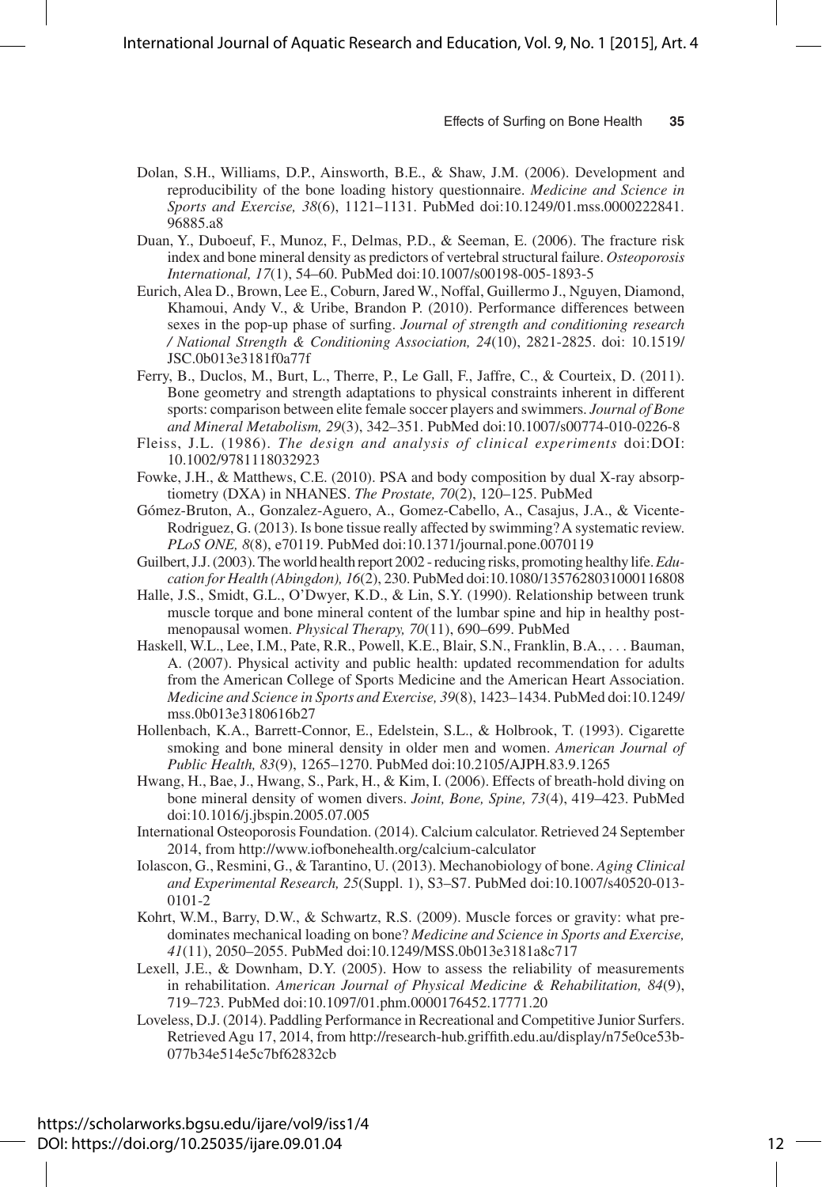Dolan, S.H., Williams, D.P., Ainsworth, B.E., & Shaw, J.M. (2006). Development and reproducibility of the bone loading history questionnaire. *Medicine and Science in Sports and Exercise, 38*(6), 1121–1131. PubMed doi:10.1249/01.mss.0000222841.96885.a8

Duan, Y., Duboeuf, F., Munoz, F., Delmas, P.D., & Seeman, E. (2006). The fracture risk index and bone mineral density as predictors of vertebral structural failure. *Osteoporosis International, 17*(1), 54–60. PubMed doi:10.1007/s00198-005-1893-5

Eurich, Alea D., Brown, Lee E., Coburn, Jared W., Noffal, Guillermo J., Nguyen, Diamond, Khamoui, Andy V., & Uribe, Brandon P. (2010). Performance differences between sexes in the pop-up phase of surfing. *Journal of strength and conditioning research / National Strength & Conditioning Association, 24*(10), 2821-2825. doi: 10.1519/JSC.0b013e3181f0a77f

Ferry, B., Duclos, M., Burt, L., Therre, P., Le Gall, F., Jaffre, C., & Courteix, D. (2011). Bone geometry and strength adaptations to physical constraints inherent in different sports: comparison between elite female soccer players and swimmers. *Journal of Bone and Mineral Metabolism, 29*(3), 342–351. PubMed doi:10.1007/s00774-010-0226-8

Fleiss, J.L. (1986). *The design and analysis of clinical experiments* doi:DOI: 10.1002/9781118032923

Fowke, J.H., & Matthews, C.E. (2010). PSA and body composition by dual X-ray absorptiometry (DXA) in NHANES. *The Prostate, 70*(2), 120–125. PubMed

Gómez-Bruton, A., Gonzalez-Aguero, A., Gomez-Cabello, A., Casajus, J.A., & Vicente-Rodriguez, G. (2013). Is bone tissue really affected by swimming? A systematic review. *PLoS ONE, 8*(8), e70119. PubMed doi:10.1371/journal.pone.0070119

Guilbert, J.J. (2003). The world health report 2002 - reducing risks, promoting healthy life. *Education for Health (Abingdon), 16*(2), 230. PubMed doi:10.1080/1357628031000116808

Halle, J.S., Smidt, G.L., O'Dwyer, K.D., & Lin, S.Y. (1990). Relationship between trunk muscle torque and bone mineral content of the lumbar spine and hip in healthy postmenopausal women. *Physical Therapy, 70*(11), 690–699. PubMed

Haskell, W.L., Lee, I.M., Pate, R.R., Powell, K.E., Blair, S.N., Franklin, B.A., . . . Bauman, A. (2007). Physical activity and public health: updated recommendation for adults from the American College of Sports Medicine and the American Heart Association. *Medicine and Science in Sports and Exercise, 39*(8), 1423–1434. PubMed doi:10.1249/mss.0b013e3180616b27

Hollenbach, K.A., Barrett-Connor, E., Edelstein, S.L., & Holbrook, T. (1993). Cigarette smoking and bone mineral density in older men and women. *American Journal of Public Health, 83*(9), 1265–1270. PubMed doi:10.2105/AJPH.83.9.1265

Hwang, H., Bae, J., Hwang, S., Park, H., & Kim, I. (2006). Effects of breath-hold diving on bone mineral density of women divers. *Joint, Bone, Spine, 73*(4), 419–423. PubMed doi:10.1016/j.jbspin.2005.07.005

International Osteoporosis Foundation. (2014). Calcium calculator. Retrieved 24 September 2014, from http://www.iofbonehealth.org/calcium-calculator

Iolascon, G., Resmini, G., & Tarantino, U. (2013). Mechanobiology of bone. *Aging Clinical and Experimental Research, 25*(Suppl. 1), S3–S7. PubMed doi:10.1007/s40520-013-0101-2

Kohrt, W.M., Barry, D.W., & Schwartz, R.S. (2009). Muscle forces or gravity: what predominates mechanical loading on bone? *Medicine and Science in Sports and Exercise, 41*(11), 2050–2055. PubMed doi:10.1249/MSS.0b013e3181a8c717

Lexell, J.E., & Downham, D.Y. (2005). How to assess the reliability of measurements in rehabilitation. *American Journal of Physical Medicine & Rehabilitation, 84*(9), 719–723. PubMed doi:10.1097/01.phm.0000176452.17771.20

Loveless, D.J. (2014). Paddling Performance in Recreational and Competitive Junior Surfers. Retrieved Agu 17, 2014, from http://research-hub.griffith.edu.au/display/n75e0ce53b-077b34e514e5c7bf62832cb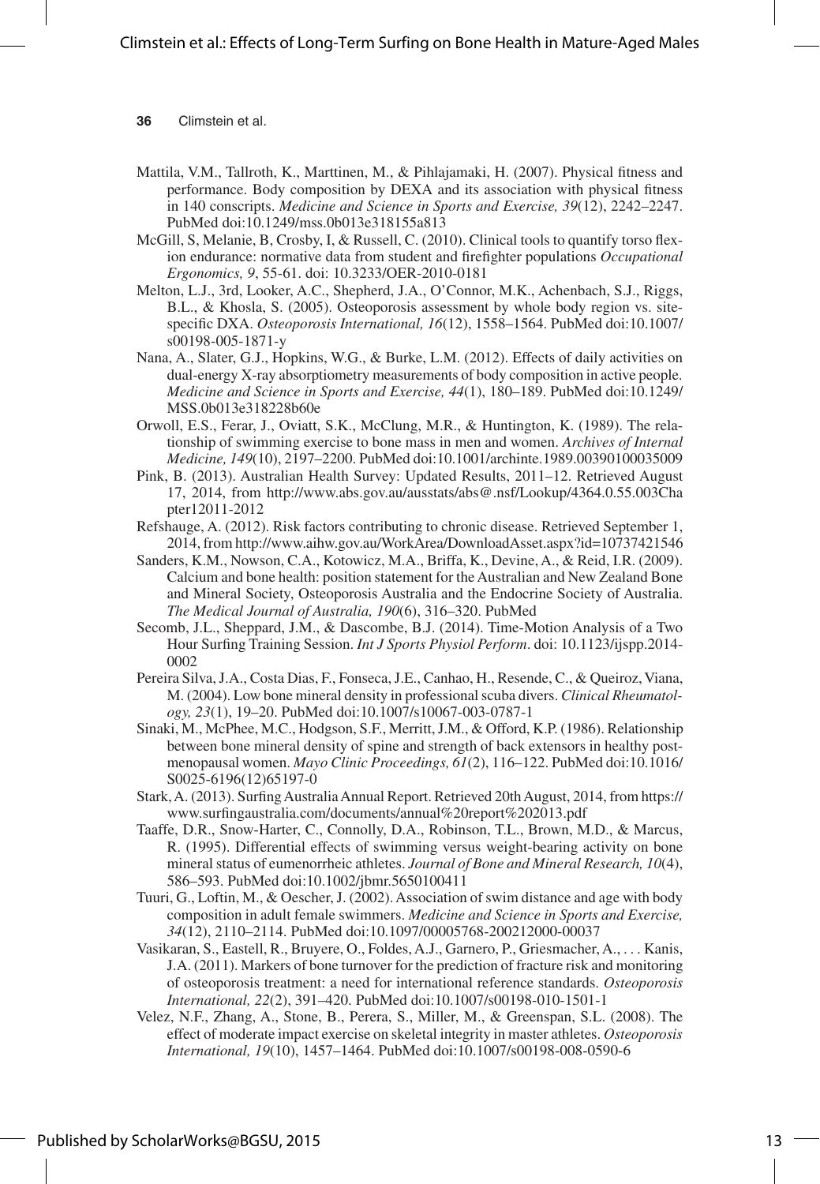Mattila, V.M., Tallroth, K., Marttinen, M., & Pihlajamaki, H. (2007). Physical fitness and performance. Body composition by DEXA and its association with physical fitness in 140 conscripts. *Medicine and Science in Sports and Exercise, 39*(12), 2242–2247. PubMed doi:10.1249/mss.0b013e318155a813

McGill, S, Melanie, B, Crosby, I, & Russell, C. (2010). Clinical tools to quantify torso flexion endurance: normative data from student and firefighter populations *Occupational Ergonomics, 9*, 55-61. doi: 10.3233/OER-2010-0181

Melton, L.J., 3rd, Looker, A.C., Shepherd, J.A., O'Connor, M.K., Achenbach, S.J., Riggs, B.L., & Khosla, S. (2005). Osteoporosis assessment by whole body region vs. site-specific DXA. *Osteoporosis International, 16*(12), 1558–1564. PubMed doi:10.1007/s00198-005-1871-y

Nana, A., Slater, G.J., Hopkins, W.G., & Burke, L.M. (2012). Effects of daily activities on dual-energy X-ray absorptiometry measurements of body composition in active people. *Medicine and Science in Sports and Exercise, 44*(1), 180–189. PubMed doi:10.1249/MSS.0b013e318228b60e

Orwoll, E.S., Ferar, J., Oviatt, S.K., McClung, M.R., & Huntington, K. (1989). The relationship of swimming exercise to bone mass in men and women. *Archives of Internal Medicine, 149*(10), 2197–2200. PubMed doi:10.1001/archinte.1989.00390100035009

Pink, B. (2013). Australian Health Survey: Updated Results, 2011–12. Retrieved August 17, 2014, from http://www.abs.gov.au/ausstats/abs@.nsf/Lookup/4364.0.55.003Chapter12011-2012

Refshauge, A. (2012). Risk factors contributing to chronic disease. Retrieved September 1, 2014, from http://www.aihw.gov.au/WorkArea/DownloadAsset.aspx?id=10737421546

Sanders, K.M., Nowson, C.A., Kotowicz, M.A., Briffa, K., Devine, A., & Reid, I.R. (2009). Calcium and bone health: position statement for the Australian and New Zealand Bone and Mineral Society, Osteoporosis Australia and the Endocrine Society of Australia. *The Medical Journal of Australia, 190*(6), 316–320. PubMed

Secomb, J.L., Sheppard, J.M., & Dascombe, B.J. (2014). Time-Motion Analysis of a Two Hour Surfing Training Session. *Int J Sports Physiol Perform*. doi: 10.1123/ijspp.2014-0002

Pereira Silva, J.A., Costa Dias, F., Fonseca, J.E., Canhao, H., Resende, C., & Queiroz, Viana, M. (2004). Low bone mineral density in professional scuba divers. *Clinical Rheumatology, 23*(1), 19–20. PubMed doi:10.1007/s10067-003-0787-1

Sinaki, M., McPhee, M.C., Hodgson, S.F., Merritt, J.M., & Offord, K.P. (1986). Relationship between bone mineral density of spine and strength of back extensors in healthy post-menopausal women. *Mayo Clinic Proceedings, 61*(2), 116–122. PubMed doi:10.1016/S0025-6196(12)65197-0

Stark, A. (2013). Surfing Australia Annual Report. Retrieved 20th August, 2014, from https://www.surfingaustralia.com/documents/annual%20report%202013.pdf

Taaffe, D.R., Snow-Harter, C., Connolly, D.A., Robinson, T.L., Brown, M.D., & Marcus, R. (1995). Differential effects of swimming versus weight-bearing activity on bone mineral status of eumenorrheic athletes. *Journal of Bone and Mineral Research, 10*(4), 586–593. PubMed doi:10.1002/jbmr.5650100411

Tuuri, G., Loftin, M., & Oescher, J. (2002). Association of swim distance and age with body composition in adult female swimmers. *Medicine and Science in Sports and Exercise, 34*(12), 2110–2114. PubMed doi:10.1097/00005768-200212000-00037

Vasikaran, S., Eastell, R., Bruyere, O., Foldes, A.J., Garnero, P., Griesmacher, A., . . . Kanis, J.A. (2011). Markers of bone turnover for the prediction of fracture risk and monitoring of osteoporosis treatment: a need for international reference standards. *Osteoporosis International, 22*(2), 391–420. PubMed doi:10.1007/s00198-010-1501-1

Velez, N.F., Zhang, A., Stone, B., Perera, S., Miller, M., & Greenspan, S.L. (2008). The effect of moderate impact exercise on skeletal integrity in master athletes. *Osteoporosis International, 19*(10), 1457–1464. PubMed doi:10.1007/s00198-008-0590-6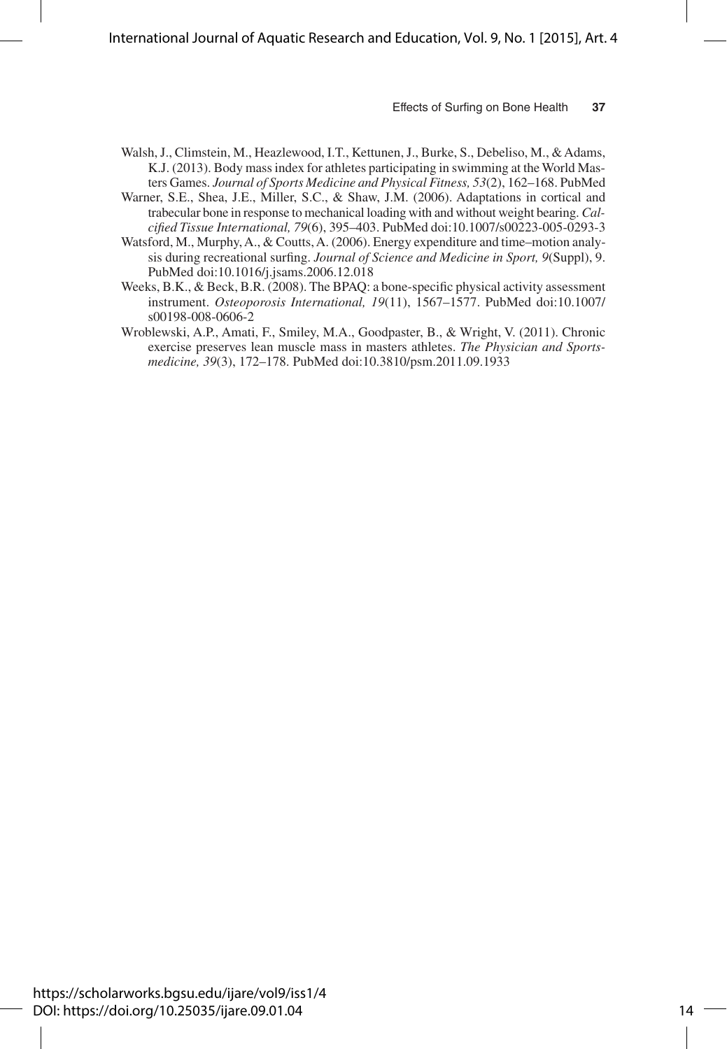Walsh, J., Climstein, M., Heazlewood, I.T., Kettunen, J., Burke, S., Debeliso, M., & Adams, K.J. (2013). Body mass index for athletes participating in swimming at the World Masters Games. *Journal of Sports Medicine and Physical Fitness, 53*(2), 162–168. PubMed

Warner, S.E., Shea, J.E., Miller, S.C., & Shaw, J.M. (2006). Adaptations in cortical and trabecular bone in response to mechanical loading with and without weight bearing. *Calcified Tissue International, 79*(6), 395–403. PubMed doi:10.1007/s00223-005-0293-3

Watsford, M., Murphy, A., & Coutts, A. (2006). Energy expenditure and time–motion analysis during recreational surfing. *Journal of Science and Medicine in Sport, 9*(Suppl), 9. PubMed doi:10.1016/j.jsams.2006.12.018

Weeks, B.K., & Beck, B.R. (2008). The BPAQ: a bone-specific physical activity assessment instrument. *Osteoporosis International, 19*(11), 1567–1577. PubMed doi:10.1007/s00198-008-0606-2

Wroblewski, A.P., Amati, F., Smiley, M.A., Goodpaster, B., & Wright, V. (2011). Chronic exercise preserves lean muscle mass in masters athletes. *The Physician and Sportsmedicine, 39*(3), 172–178. PubMed doi:10.3810/psm.2011.09.1933